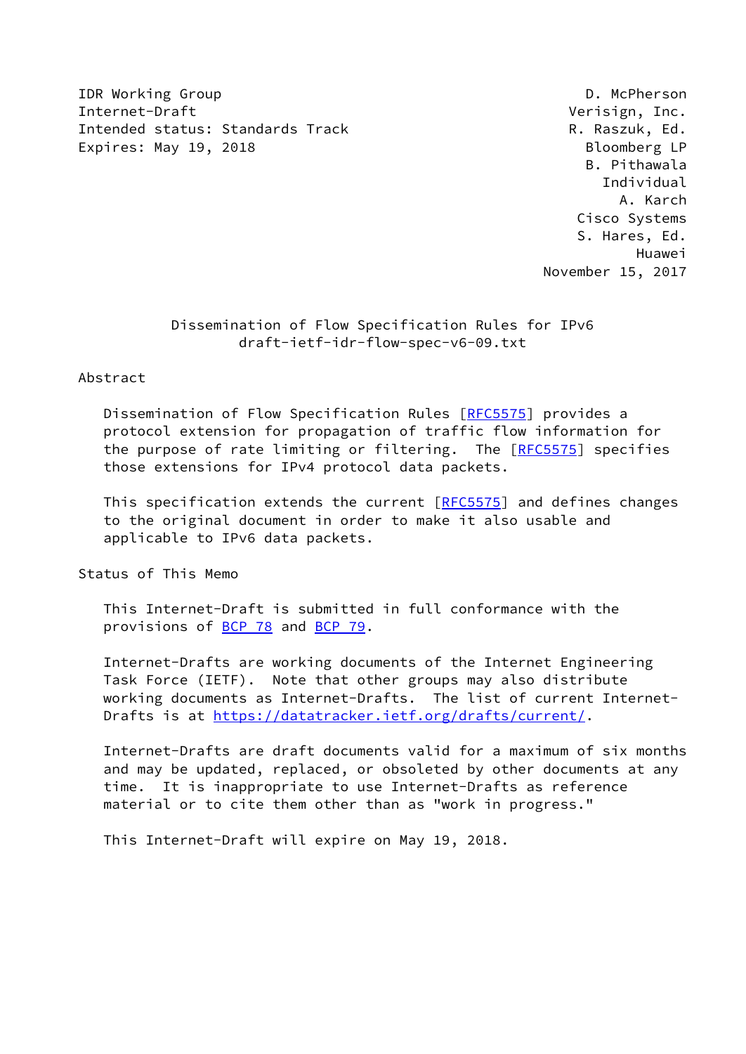IDR Working Group
Internet-Draft
Intended status: Standards Track
Expires: May 19, 2018

D. McPherson
Verisign, Inc.
R. Raszuk, Ed.
Bloomberg LP
B. Pithawala
Individual
A. Karch
Cisco Systems
S. Hares, Ed.
Huawei
November 15, 2017

# Dissemination of Flow Specification Rules for IPv6
draft-ietf-idr-flow-spec-v6-09.txt

## Abstract

Dissemination of Flow Specification Rules [RFC5575] provides a protocol extension for propagation of traffic flow information for the purpose of rate limiting or filtering. The [RFC5575] specifies those extensions for IPv4 protocol data packets.

This specification extends the current [RFC5575] and defines changes to the original document in order to make it also usable and applicable to IPv6 data packets.

## Status of This Memo

This Internet-Draft is submitted in full conformance with the provisions of BCP 78 and BCP 79.

Internet-Drafts are working documents of the Internet Engineering Task Force (IETF). Note that other groups may also distribute working documents as Internet-Drafts. The list of current Internet-Drafts is at https://datatracker.ietf.org/drafts/current/.

Internet-Drafts are draft documents valid for a maximum of six months and may be updated, replaced, or obsoleted by other documents at any time. It is inappropriate to use Internet-Drafts as reference material or to cite them other than as "work in progress."

This Internet-Draft will expire on May 19, 2018.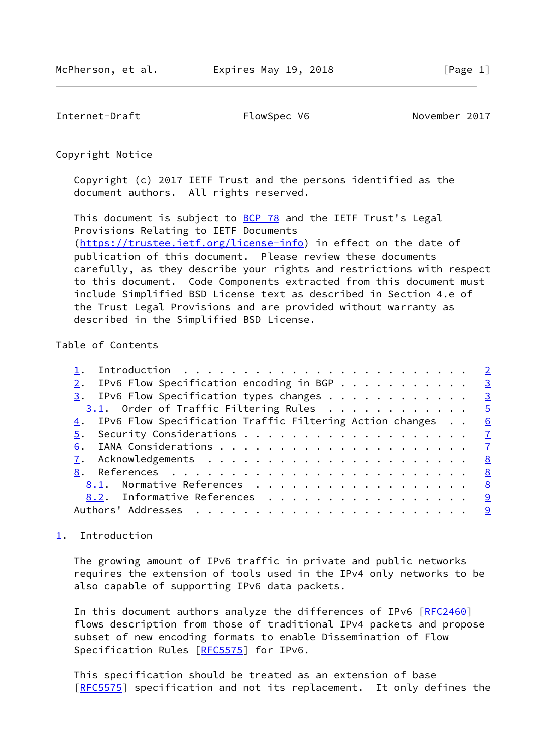Copyright Notice

Copyright (c) 2017 IETF Trust and the persons identified as the document authors. All rights reserved.

This document is subject to BCP 78 and the IETF Trust's Legal Provisions Relating to IETF Documents (https://trustee.ietf.org/license-info) in effect on the date of publication of this document. Please review these documents carefully, as they describe your rights and restrictions with respect to this document. Code Components extracted from this document must include Simplified BSD License text as described in Section 4.e of the Trust Legal Provisions and are provided without warranty as described in the Simplified BSD License.

Table of Contents

```
1.  Introduction . . . . . . . . . . . . . . . . . . . . . . . .   2
2.  IPv6 Flow Specification encoding in BGP . . . . . . . . . . .   3
3.  IPv6 Flow Specification types changes . . . . . . . . . . . .   3
  3.1.  Order of Traffic Filtering Rules  . . . . . . . . . . . .   5
4.  IPv6 Flow Specification Traffic Filtering Action changes  . .   6
5.  Security Considerations . . . . . . . . . . . . . . . . . . .   7
6.  IANA Considerations . . . . . . . . . . . . . . . . . . . . .   7
7.  Acknowledgements  . . . . . . . . . . . . . . . . . . . . . .   8
8.  References  . . . . . . . . . . . . . . . . . . . . . . . . .   8
  8.1.  Normative References  . . . . . . . . . . . . . . . . . .   8
  8.2.  Informative References  . . . . . . . . . . . . . . . . .   9
Authors' Addresses  . . . . . . . . . . . . . . . . . . . . . . .   9
```

## 1. Introduction

The growing amount of IPv6 traffic in private and public networks requires the extension of tools used in the IPv4 only networks to be also capable of supporting IPv6 data packets.

In this document authors analyze the differences of IPv6 [RFC2460] flows description from those of traditional IPv4 packets and propose subset of new encoding formats to enable Dissemination of Flow Specification Rules [RFC5575] for IPv6.

This specification should be treated as an extension of base [RFC5575] specification and not its replacement. It only defines the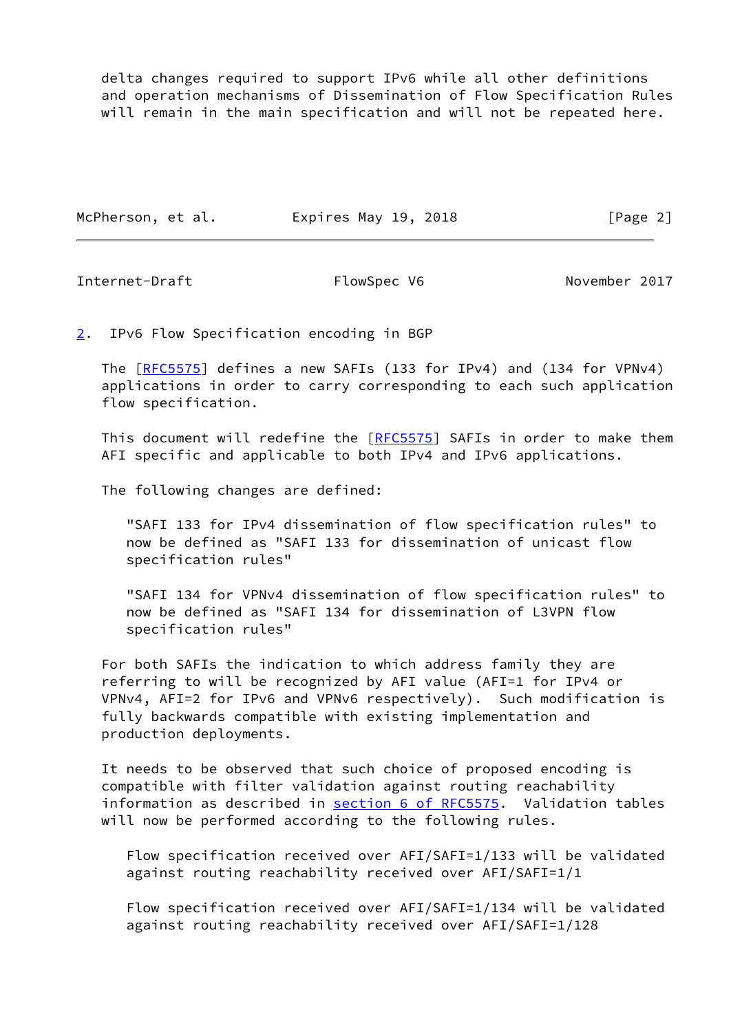delta changes required to support IPv6 while all other definitions and operation mechanisms of Dissemination of Flow Specification Rules will remain in the main specification and will not be repeated here.

## 2. IPv6 Flow Specification encoding in BGP

The [RFC5575] defines a new SAFIs (133 for IPv4) and (134 for VPNv4) applications in order to carry corresponding to each such application flow specification.

This document will redefine the [RFC5575] SAFIs in order to make them AFI specific and applicable to both IPv4 and IPv6 applications.

The following changes are defined:

> "SAFI 133 for IPv4 dissemination of flow specification rules" to now be defined as "SAFI 133 for dissemination of unicast flow specification rules"
>
> "SAFI 134 for VPNv4 dissemination of flow specification rules" to now be defined as "SAFI 134 for dissemination of L3VPN flow specification rules"

For both SAFIs the indication to which address family they are referring to will be recognized by AFI value (AFI=1 for IPv4 or VPNv4, AFI=2 for IPv6 and VPNv6 respectively). Such modification is fully backwards compatible with existing implementation and production deployments.

It needs to be observed that such choice of proposed encoding is compatible with filter validation against routing reachability information as described in section 6 of RFC5575. Validation tables will now be performed according to the following rules.

> Flow specification received over AFI/SAFI=1/133 will be validated against routing reachability received over AFI/SAFI=1/1
>
> Flow specification received over AFI/SAFI=1/134 will be validated against routing reachability received over AFI/SAFI=1/128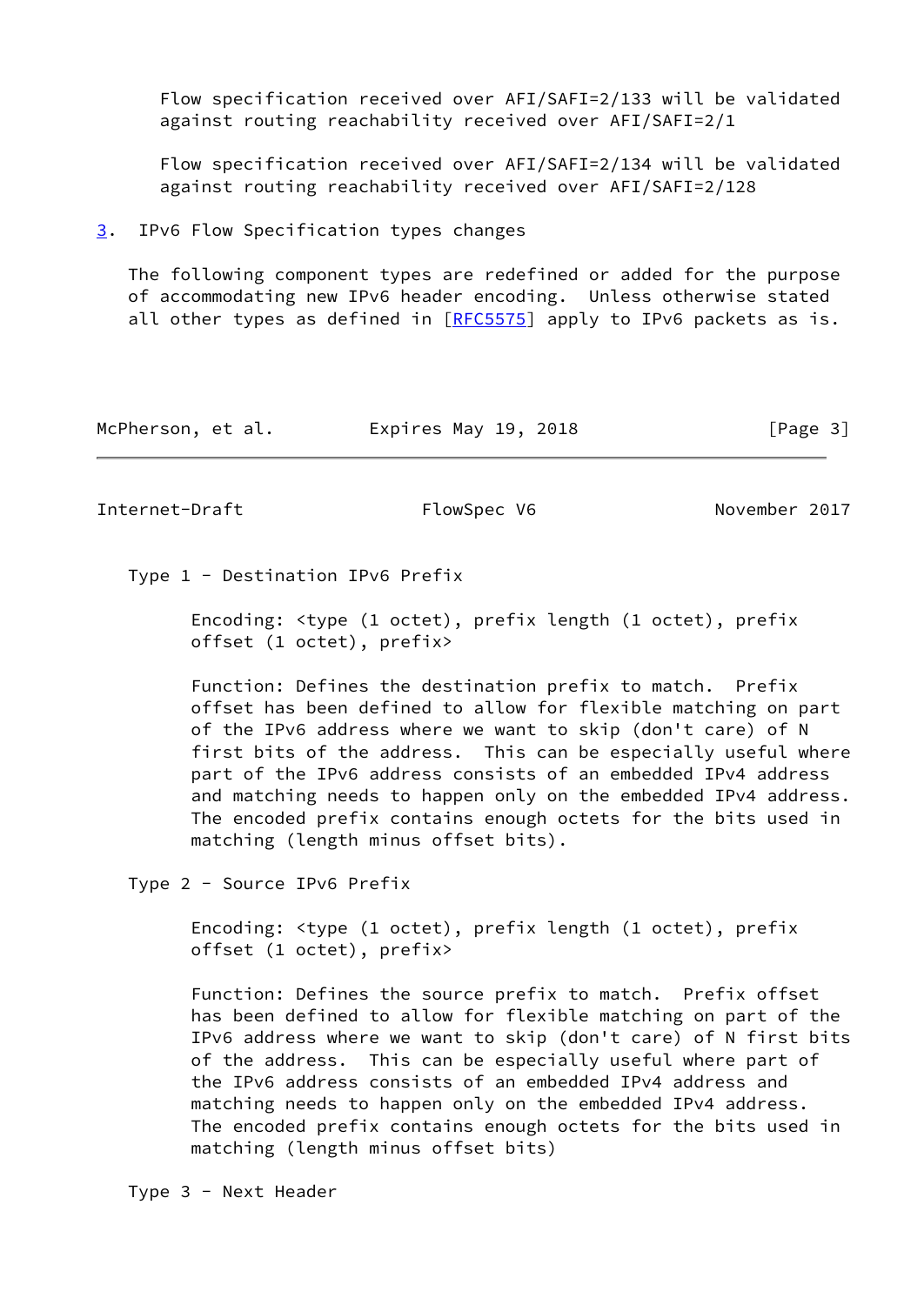Flow specification received over AFI/SAFI=2/133 will be validated against routing reachability received over AFI/SAFI=2/1

Flow specification received over AFI/SAFI=2/134 will be validated against routing reachability received over AFI/SAFI=2/128

## 3. IPv6 Flow Specification types changes

The following component types are redefined or added for the purpose of accommodating new IPv6 header encoding. Unless otherwise stated all other types as defined in [RFC5575] apply to IPv6 packets as is.

Type 1 - Destination IPv6 Prefix

Encoding: <type (1 octet), prefix length (1 octet), prefix offset (1 octet), prefix>

Function: Defines the destination prefix to match. Prefix offset has been defined to allow for flexible matching on part of the IPv6 address where we want to skip (don't care) of N first bits of the address. This can be especially useful where part of the IPv6 address consists of an embedded IPv4 address and matching needs to happen only on the embedded IPv4 address. The encoded prefix contains enough octets for the bits used in matching (length minus offset bits).

Type 2 - Source IPv6 Prefix

Encoding: <type (1 octet), prefix length (1 octet), prefix offset (1 octet), prefix>

Function: Defines the source prefix to match. Prefix offset has been defined to allow for flexible matching on part of the IPv6 address where we want to skip (don't care) of N first bits of the address. This can be especially useful where part of the IPv6 address consists of an embedded IPv4 address and matching needs to happen only on the embedded IPv4 address. The encoded prefix contains enough octets for the bits used in matching (length minus offset bits)

Type 3 - Next Header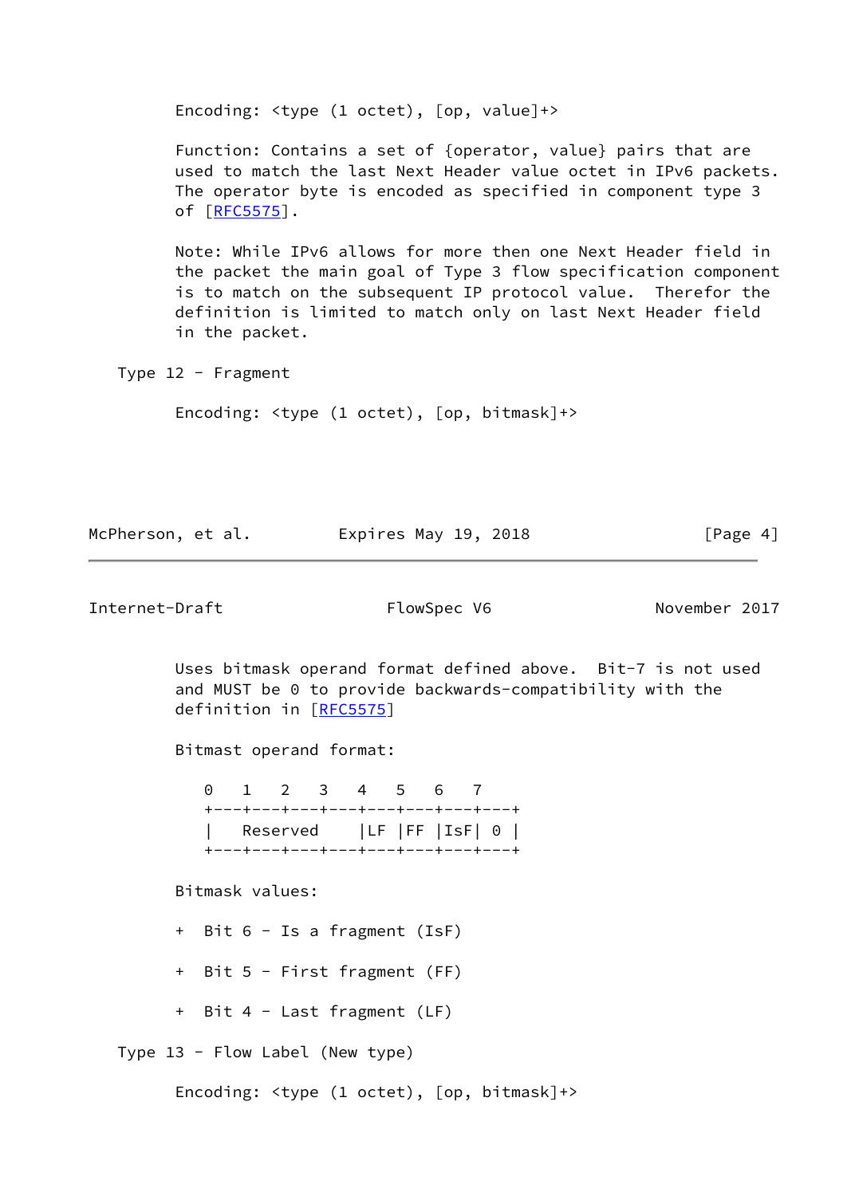Encoding: <type (1 octet), [op, value]+>

Function: Contains a set of {operator, value} pairs that are used to match the last Next Header value octet in IPv6 packets. The operator byte is encoded as specified in component type 3 of [RFC5575].

Note: While IPv6 allows for more then one Next Header field in the packet the main goal of Type 3 flow specification component is to match on the subsequent IP protocol value. Therefor the definition is limited to match only on last Next Header field in the packet.

Type 12 - Fragment

Encoding: <type (1 octet), [op, bitmask]+>

Uses bitmask operand format defined above. Bit-7 is not used and MUST be 0 to provide backwards-compatibility with the definition in [RFC5575]

Bitmast operand format:

```
 0   1   2   3   4   5   6   7
+---+---+---+---+---+---+---+---+
|   Reserved    |LF |FF |IsF| 0 |
+---+---+---+---+---+---+---+---+
```

Bitmask values:

+ Bit 6 - Is a fragment (IsF)

+ Bit 5 - First fragment (FF)

+ Bit 4 - Last fragment (LF)

Type 13 - Flow Label (New type)

Encoding: <type (1 octet), [op, bitmask]+>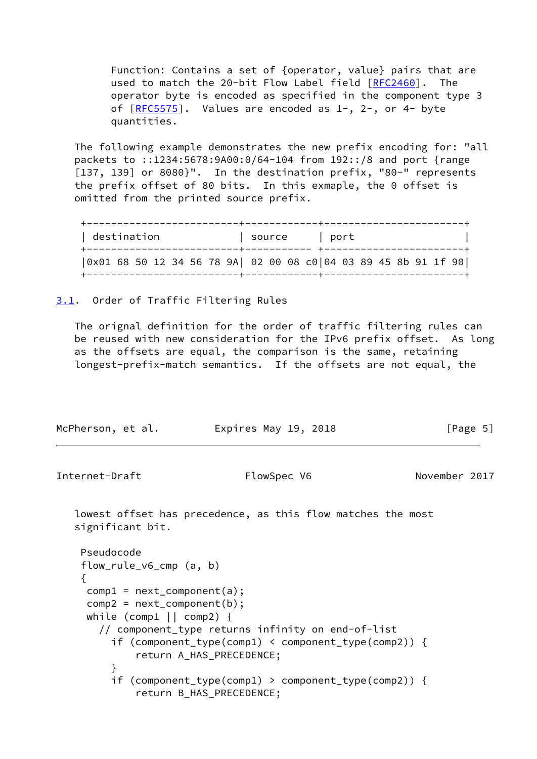Function: Contains a set of {operator, value} pairs that are used to match the 20-bit Flow Label field [RFC2460]. The operator byte is encoded as specified in the component type 3 of [RFC5575]. Values are encoded as 1-, 2-, or 4- byte quantities.

The following example demonstrates the new prefix encoding for: "all packets to ::1234:5678:9A00:0/64-104 from 192::/8 and port {range [137, 139] or 8080}". In the destination prefix, "80-" represents the prefix offset of 80 bits. In this exmaple, the 0 offset is omitted from the printed source prefix.

| destination | source | port |
|---|---|---|
| 0x01 68 50 12 34 56 78 9A | 02 00 08 c0 | 04 03 89 45 8b 91 1f 90 |

## 3.1. Order of Traffic Filtering Rules

The orignal definition for the order of traffic filtering rules can be reused with new consideration for the IPv6 prefix offset. As long as the offsets are equal, the comparison is the same, retaining longest-prefix-match semantics. If the offsets are not equal, the lowest offset has precedence, as this flow matches the most significant bit.

```
Pseudocode
flow_rule_v6_cmp (a, b)
{
 comp1 = next_component(a);
 comp2 = next_component(b);
 while (comp1 || comp2) {
   // component_type returns infinity on end-of-list
     if (component_type(comp1) < component_type(comp2)) {
         return A_HAS_PRECEDENCE;
     }
     if (component_type(comp1) > component_type(comp2)) {
         return B_HAS_PRECEDENCE;
```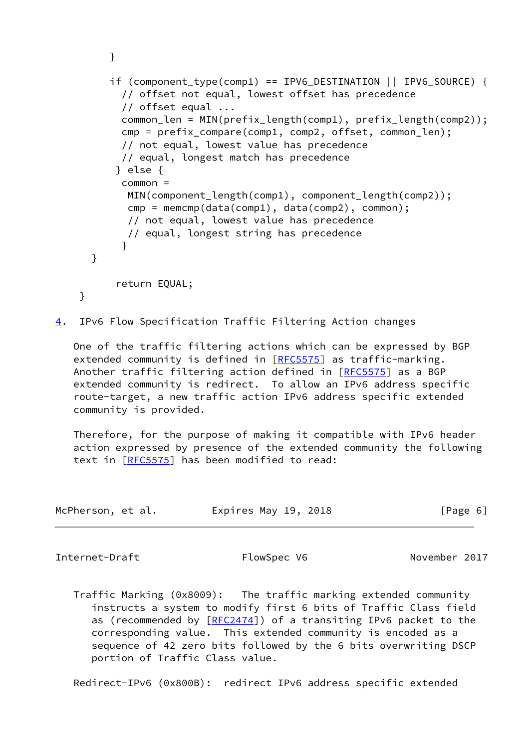```
        }

        if (component_type(comp1) == IPV6_DESTINATION || IPV6_SOURCE) {
          // offset not equal, lowest offset has precedence
          // offset equal ...
          common_len = MIN(prefix_length(comp1), prefix_length(comp2));
          cmp = prefix_compare(comp1, comp2, offset, common_len);
          // not equal, lowest value has precedence
          // equal, longest match has precedence
         } else {
          common =
           MIN(component_length(comp1), component_length(comp2));
           cmp = memcmp(data(comp1), data(comp2), common);
           // not equal, lowest value has precedence
           // equal, longest string has precedence
          }
      }

         return EQUAL;
    }
```

## 4. IPv6 Flow Specification Traffic Filtering Action changes

One of the traffic filtering actions which can be expressed by BGP extended community is defined in [RFC5575] as traffic-marking. Another traffic filtering action defined in [RFC5575] as a BGP extended community is redirect. To allow an IPv6 address specific route-target, a new traffic action IPv6 address specific extended community is provided.

Therefore, for the purpose of making it compatible with IPv6 header action expressed by presence of the extended community the following text in [RFC5575] has been modified to read:

Traffic Marking (0x8009): The traffic marking extended community instructs a system to modify first 6 bits of Traffic Class field as (recommended by [RFC2474]) of a transiting IPv6 packet to the corresponding value. This extended community is encoded as a sequence of 42 zero bits followed by the 6 bits overwriting DSCP portion of Traffic Class value.

Redirect-IPv6 (0x800B): redirect IPv6 address specific extended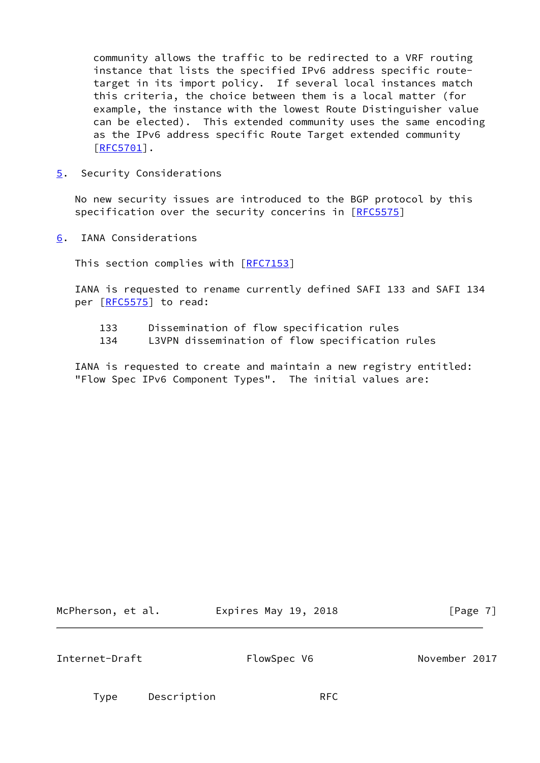community allows the traffic to be redirected to a VRF routing instance that lists the specified IPv6 address specific route-target in its import policy. If several local instances match this criteria, the choice between them is a local matter (for example, the instance with the lowest Route Distinguisher value can be elected). This extended community uses the same encoding as the IPv6 address specific Route Target extended community [RFC5701].

## 5. Security Considerations

No new security issues are introduced to the BGP protocol by this specification over the security concerins in [RFC5575]

## 6. IANA Considerations

This section complies with [RFC7153]

IANA is requested to rename currently defined SAFI 133 and SAFI 134 per [RFC5575] to read:

```
133     Dissemination of flow specification rules
134     L3VPN dissemination of flow specification rules
```

IANA is requested to create and maintain a new registry entitled: "Flow Spec IPv6 Component Types". The initial values are:

| Type | Description | RFC |
| --- | --- | --- |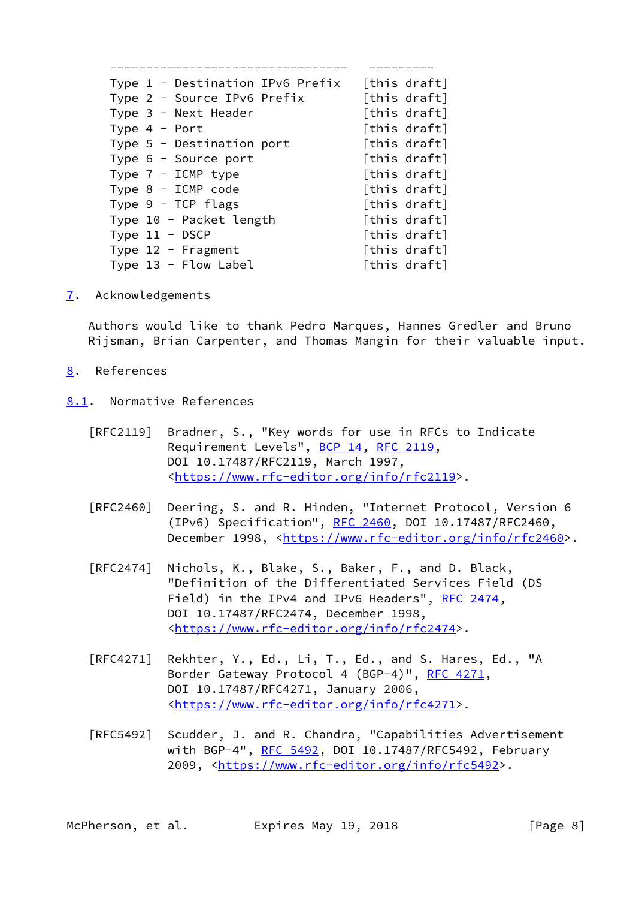| | |
|---|---|
| Type 1 - Destination IPv6 Prefix | [this draft] |
| Type 2 - Source IPv6 Prefix | [this draft] |
| Type 3 - Next Header | [this draft] |
| Type 4 - Port | [this draft] |
| Type 5 - Destination port | [this draft] |
| Type 6 - Source port | [this draft] |
| Type 7 - ICMP type | [this draft] |
| Type 8 - ICMP code | [this draft] |
| Type 9 - TCP flags | [this draft] |
| Type 10 - Packet length | [this draft] |
| Type 11 - DSCP | [this draft] |
| Type 12 - Fragment | [this draft] |
| Type 13 - Flow Label | [this draft] |

## 7. Acknowledgements

Authors would like to thank Pedro Marques, Hannes Gredler and Bruno Rijsman, Brian Carpenter, and Thomas Mangin for their valuable input.

## 8. References

### 8.1. Normative References

[RFC2119] Bradner, S., "Key words for use in RFCs to Indicate Requirement Levels", BCP 14, RFC 2119, DOI 10.17487/RFC2119, March 1997, <https://www.rfc-editor.org/info/rfc2119>.

[RFC2460] Deering, S. and R. Hinden, "Internet Protocol, Version 6 (IPv6) Specification", RFC 2460, DOI 10.17487/RFC2460, December 1998, <https://www.rfc-editor.org/info/rfc2460>.

[RFC2474] Nichols, K., Blake, S., Baker, F., and D. Black, "Definition of the Differentiated Services Field (DS Field) in the IPv4 and IPv6 Headers", RFC 2474, DOI 10.17487/RFC2474, December 1998, <https://www.rfc-editor.org/info/rfc2474>.

[RFC4271] Rekhter, Y., Ed., Li, T., Ed., and S. Hares, Ed., "A Border Gateway Protocol 4 (BGP-4)", RFC 4271, DOI 10.17487/RFC4271, January 2006, <https://www.rfc-editor.org/info/rfc4271>.

[RFC5492] Scudder, J. and R. Chandra, "Capabilities Advertisement with BGP-4", RFC 5492, DOI 10.17487/RFC5492, February 2009, <https://www.rfc-editor.org/info/rfc5492>.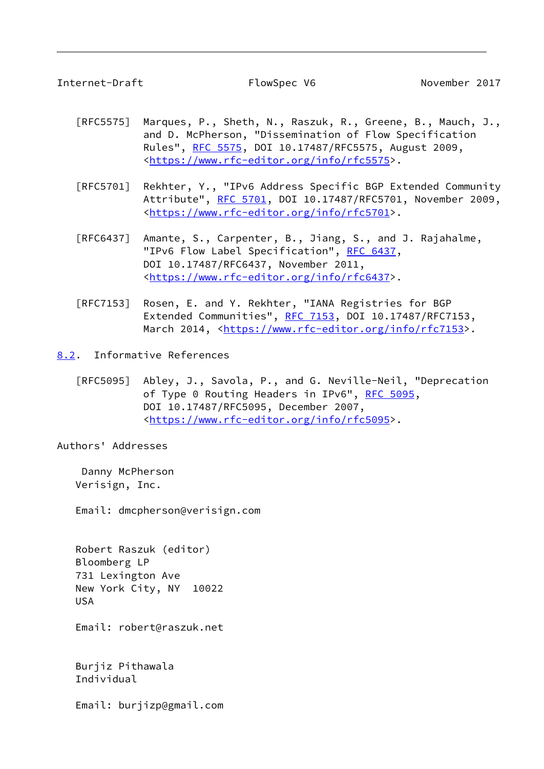[RFC5575] Marques, P., Sheth, N., Raszuk, R., Greene, B., Mauch, J., and D. McPherson, "Dissemination of Flow Specification Rules", RFC 5575, DOI 10.17487/RFC5575, August 2009, <https://www.rfc-editor.org/info/rfc5575>.

[RFC5701] Rekhter, Y., "IPv6 Address Specific BGP Extended Community Attribute", RFC 5701, DOI 10.17487/RFC5701, November 2009, <https://www.rfc-editor.org/info/rfc5701>.

[RFC6437] Amante, S., Carpenter, B., Jiang, S., and J. Rajahalme, "IPv6 Flow Label Specification", RFC 6437, DOI 10.17487/RFC6437, November 2011, <https://www.rfc-editor.org/info/rfc6437>.

[RFC7153] Rosen, E. and Y. Rekhter, "IANA Registries for BGP Extended Communities", RFC 7153, DOI 10.17487/RFC7153, March 2014, <https://www.rfc-editor.org/info/rfc7153>.

## 8.2. Informative References

[RFC5095] Abley, J., Savola, P., and G. Neville-Neil, "Deprecation of Type 0 Routing Headers in IPv6", RFC 5095, DOI 10.17487/RFC5095, December 2007, <https://www.rfc-editor.org/info/rfc5095>.

## Authors' Addresses

Danny McPherson
Verisign, Inc.

Email: dmcpherson@verisign.com

Robert Raszuk (editor)
Bloomberg LP
731 Lexington Ave
New York City, NY 10022
USA

Email: robert@raszuk.net

Burjiz Pithawala
Individual

Email: burjizp@gmail.com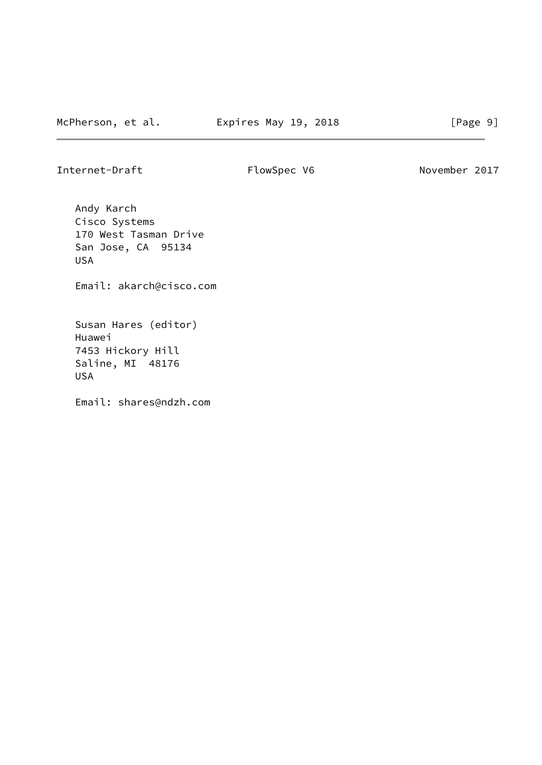Andy Karch
Cisco Systems
170 West Tasman Drive
San Jose, CA  95134
USA

Email: akarch@cisco.com

Susan Hares (editor)
Huawei
7453 Hickory Hill
Saline, MI  48176
USA

Email: shares@ndzh.com